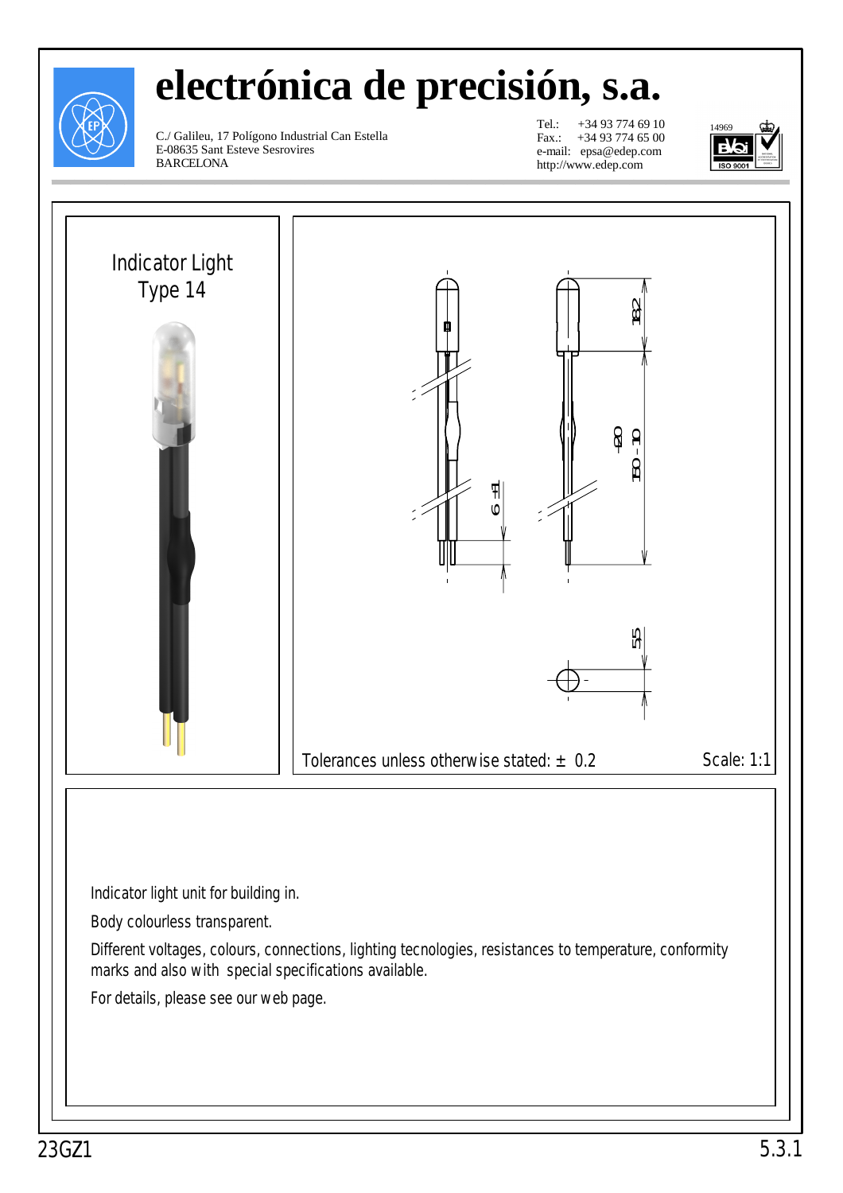# electrónica de precisión, s.a.

C./ Galileu, 17 Polígono Industrial Can Estella
E-08635 Sant Esteve Sesrovires
BARCELONA

Tel.: +34 93 774 69 10
Fax.: +34 93 774 65 00
e-mail: epsa@edep.com
http://www.edep.com

## Indicator Light Type 14

Tolerances unless otherwise stated: ± 0.2

Scale: 1:1

Indicator light unit for building in.

Body colourless transparent.

Different voltages, colours, connections, lighting tecnologies, resistances to temperature, conformity marks and also with special specifications available.

For details, please see our web page.

23GZ1

5.3.1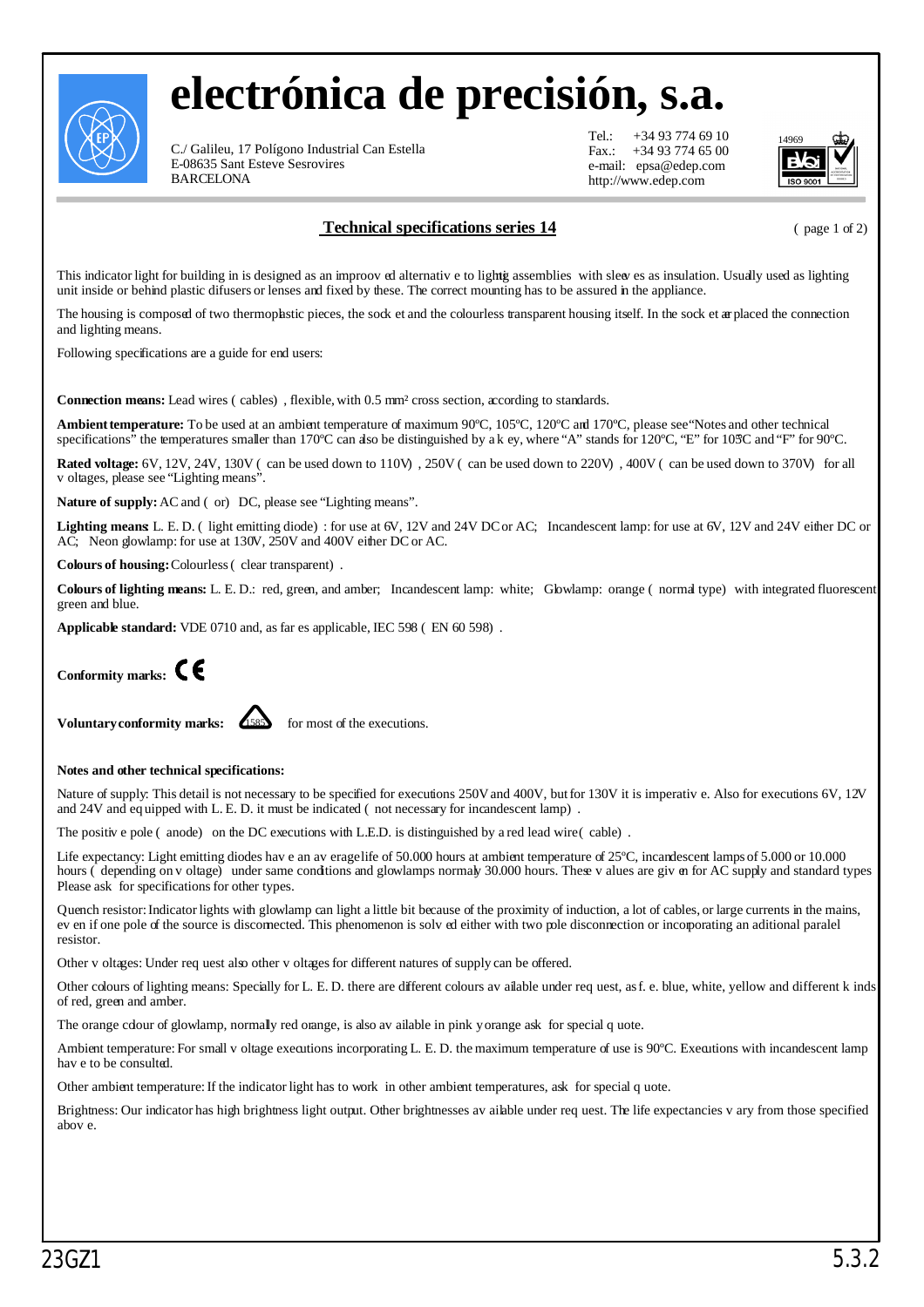# electrónica de precisión, s.a.

C./ Galileu, 17 Polígono Industrial Can Estella
E-08635 Sant Esteve Sesrovires
BARCELONA

Tel.: +34 93 774 69 10
Fax.: +34 93 774 65 00
e-mail: epsa@edep.com
http://www.edep.com

## Technical specifications series 14

( page 1 of 2)

This indicator light for building in is designed as an improoved alternative to lighting assemblies with sleeves as insulation. Usually used as lighting unit inside or behind plastic difusers or lenses and fixed by these. The correct mounting has to be assured in the appliance.

The housing is composed of two thermoplastic pieces, the socket and the colourless transparent housing itself. In the socket are placed the connection and lighting means.

Following specifications are a guide for end users:

**Connection means:** Lead wires ( cables) , flexible, with 0.5 mm² cross section, according to standards.

**Ambient temperature:** To be used at an ambient temperature of maximum 90ºC, 105ºC, 120ºC and 170ºC, please see "Notes and other technical specifications" the temperatures smaller than 170ºC can also be distinguished by a key, where "A" stands for 120ºC, "E" for 105ºC and "F" for 90ºC.

**Rated voltage:** 6V, 12V, 24V, 130V ( can be used down to 110V) , 250V ( can be used down to 220V) , 400V ( can be used down to 370V) for all voltages, please see "Lighting means".

**Nature of supply:** AC and ( or) DC, please see "Lighting means".

**Lighting means:** L. E. D. ( light emitting diode) : for use at 6V, 12V and 24V DC or AC; Incandescent lamp: for use at 6V, 12V and 24V either DC or AC; Neon glowlamp: for use at 130V, 250V and 400V either DC or AC.

**Colours of housing:** Colourless ( clear transparent) .

**Colours of lighting means:** L. E. D.: red, green, and amber; Incandescent lamp: white; Glowlamp: orange ( normal type) with integrated fluorescent green and blue.

**Applicable standard:** VDE 0710 and, as far es applicable, IEC 598 ( EN 60 598) .

**Conformity marks:** CE

**Voluntary conformity marks:** 1585 for most of the executions.

**Notes and other technical specifications:**

Nature of supply: This detail is not necessary to be specified for executions 250V and 400V, but for 130V it is imperative. Also for executions 6V, 12V and 24V and equipped with L. E. D. it must be indicated ( not necessary for incandescent lamp) .

The positive pole ( anode) on the DC executions with L.E.D. is distinguished by a red lead wire( cable) .

Life expectancy: Light emitting diodes have an average life of 50.000 hours at ambient temperature of 25ºC, incandescent lamps of 5.000 or 10.000 hours ( depending on voltage) under same conditions and glowlamps normaly 30.000 hours. These values are given for AC supply and standard types Please ask for specifications for other types.

Quench resistor: Indicator lights with glowlamp can light a little bit because of the proximity of induction, a lot of cables, or large currents in the mains, even if one pole of the source is disconnected. This phenomenon is solved either with two pole disconnection or incorporating an aditional paralel resistor.

Other voltages: Under request also other voltages for different natures of supply can be offered.

Other colours of lighting means: Specially for L. E. D. there are different colours available under request, as f. e. blue, white, yellow and different kinds of red, green and amber.

The orange colour of glowlamp, normally red orange, is also available in pink yorange ask for special quote.

Ambient temperature: For small voltage executions incorporating L. E. D. the maximum temperature of use is 90ºC. Executions with incandescent lamp have to be consulted.

Other ambient temperature: If the indicator light has to work in other ambient temperatures, ask for special quote.

Brightness: Our indicator has high brightness light output. Other brightnesses available under request. The life expectancies vary from those specified above.

23GZ1 5.3.2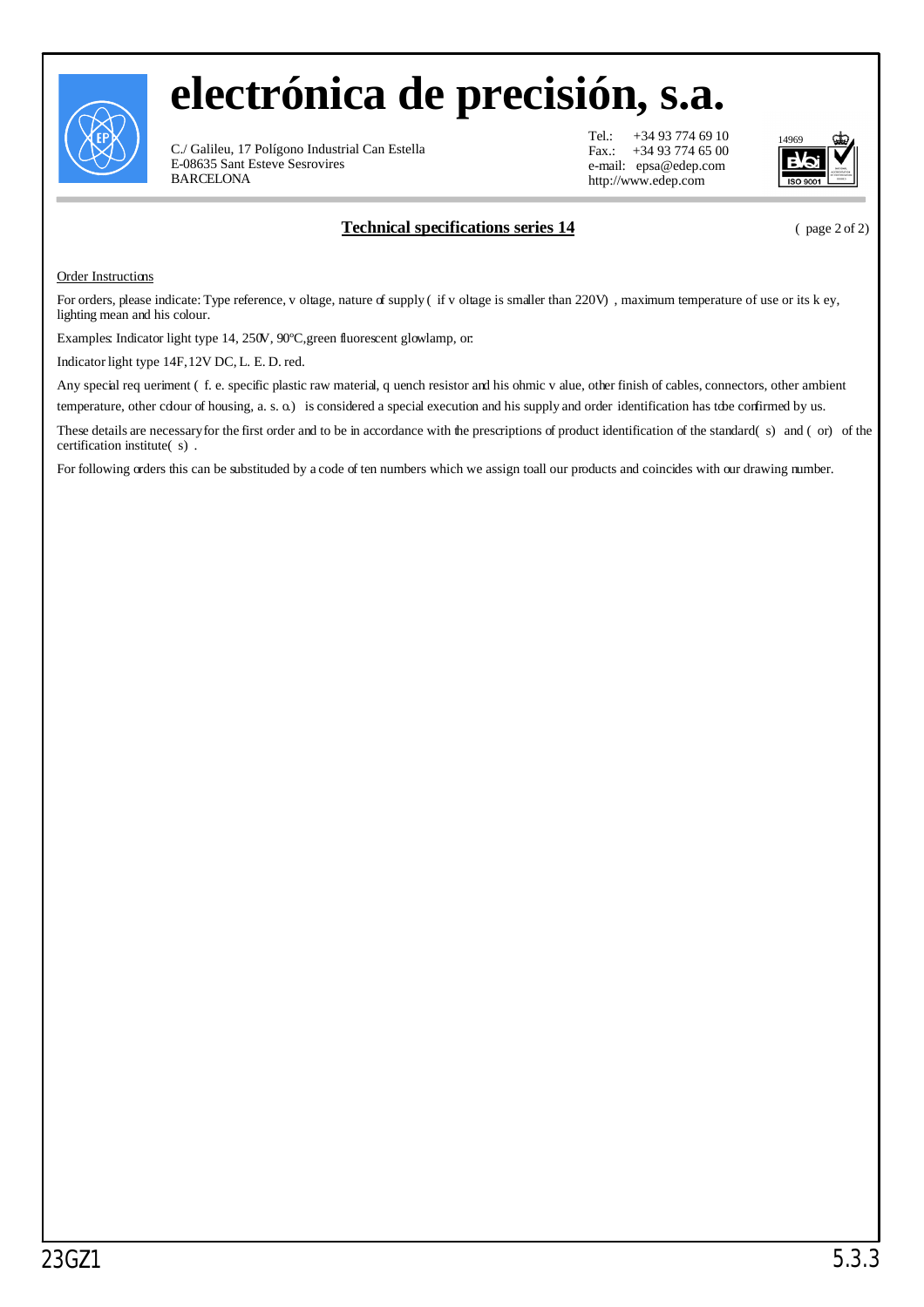**Technical specifications series 14**

Order Instructions

For orders, please indicate: Type reference, voltage, nature of supply ( if voltage is smaller than 220V) , maximum temperature of use or its key, lighting mean and his colour.

Examples: Indicator light type 14, 250V, 90ºC,green fluorescent glowlamp, or:

Indicator light type 14F,12V DC, L. E. D. red.

Any special requeriment ( f. e. specific plastic raw material, quench resistor and his ohmic value, other finish of cables, connectors, other ambient temperature, other colour of housing, a. s. o.) is considered a special execution and his supply and order identification has tobe confirmed by us.

These details are necessary for the first order and to be in accordance with the prescriptions of product identification of the standard( s) and ( or) of the certification institute( s) .

For following orders this can be substituded by a code of ten numbers which we assign toall our products and coincides with our drawing number.